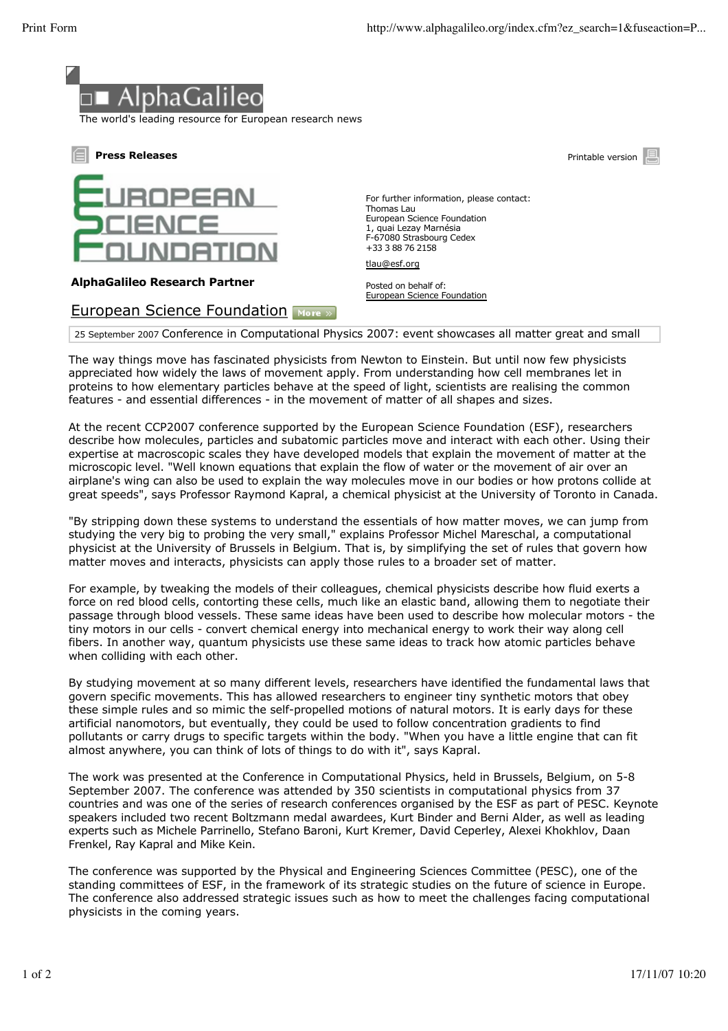# AlphaGalileo

The world's leading resource for European research news

**Press Releases**

Printable version

**AlphaGalileo Research Partner**

For further information, please contact:
Thomas Lau
European Science Foundation
1, quai Lezay Marnésia
F-67080 Strasbourg Cedex
+33 3 88 76 2158

tlau@esf.org

Posted on behalf of:
European Science Foundation

## European Science Foundation

25 September 2007 Conference in Computational Physics 2007: event showcases all matter great and small

The way things move has fascinated physicists from Newton to Einstein. But until now few physicists appreciated how widely the laws of movement apply. From understanding how cell membranes let in proteins to how elementary particles behave at the speed of light, scientists are realising the common features - and essential differences - in the movement of matter of all shapes and sizes.

At the recent CCP2007 conference supported by the European Science Foundation (ESF), researchers describe how molecules, particles and subatomic particles move and interact with each other. Using their expertise at macroscopic scales they have developed models that explain the movement of matter at the microscopic level. "Well known equations that explain the flow of water or the movement of air over an airplane's wing can also be used to explain the way molecules move in our bodies or how protons collide at great speeds", says Professor Raymond Kapral, a chemical physicist at the University of Toronto in Canada.

"By stripping down these systems to understand the essentials of how matter moves, we can jump from studying the very big to probing the very small," explains Professor Michel Mareschal, a computational physicist at the University of Brussels in Belgium. That is, by simplifying the set of rules that govern how matter moves and interacts, physicists can apply those rules to a broader set of matter.

For example, by tweaking the models of their colleagues, chemical physicists describe how fluid exerts a force on red blood cells, contorting these cells, much like an elastic band, allowing them to negotiate their passage through blood vessels. These same ideas have been used to describe how molecular motors - the tiny motors in our cells - convert chemical energy into mechanical energy to work their way along cell fibers. In another way, quantum physicists use these same ideas to track how atomic particles behave when colliding with each other.

By studying movement at so many different levels, researchers have identified the fundamental laws that govern specific movements. This has allowed researchers to engineer tiny synthetic motors that obey these simple rules and so mimic the self-propelled motions of natural motors. It is early days for these artificial nanomotors, but eventually, they could be used to follow concentration gradients to find pollutants or carry drugs to specific targets within the body. "When you have a little engine that can fit almost anywhere, you can think of lots of things to do with it", says Kapral.

The work was presented at the Conference in Computational Physics, held in Brussels, Belgium, on 5-8 September 2007. The conference was attended by 350 scientists in computational physics from 37 countries and was one of the series of research conferences organised by the ESF as part of PESC. Keynote speakers included two recent Boltzmann medal awardees, Kurt Binder and Berni Alder, as well as leading experts such as Michele Parrinello, Stefano Baroni, Kurt Kremer, David Ceperley, Alexei Khokhlov, Daan Frenkel, Ray Kapral and Mike Kein.

The conference was supported by the Physical and Engineering Sciences Committee (PESC), one of the standing committees of ESF, in the framework of its strategic studies on the future of science in Europe. The conference also addressed strategic issues such as how to meet the challenges facing computational physicists in the coming years.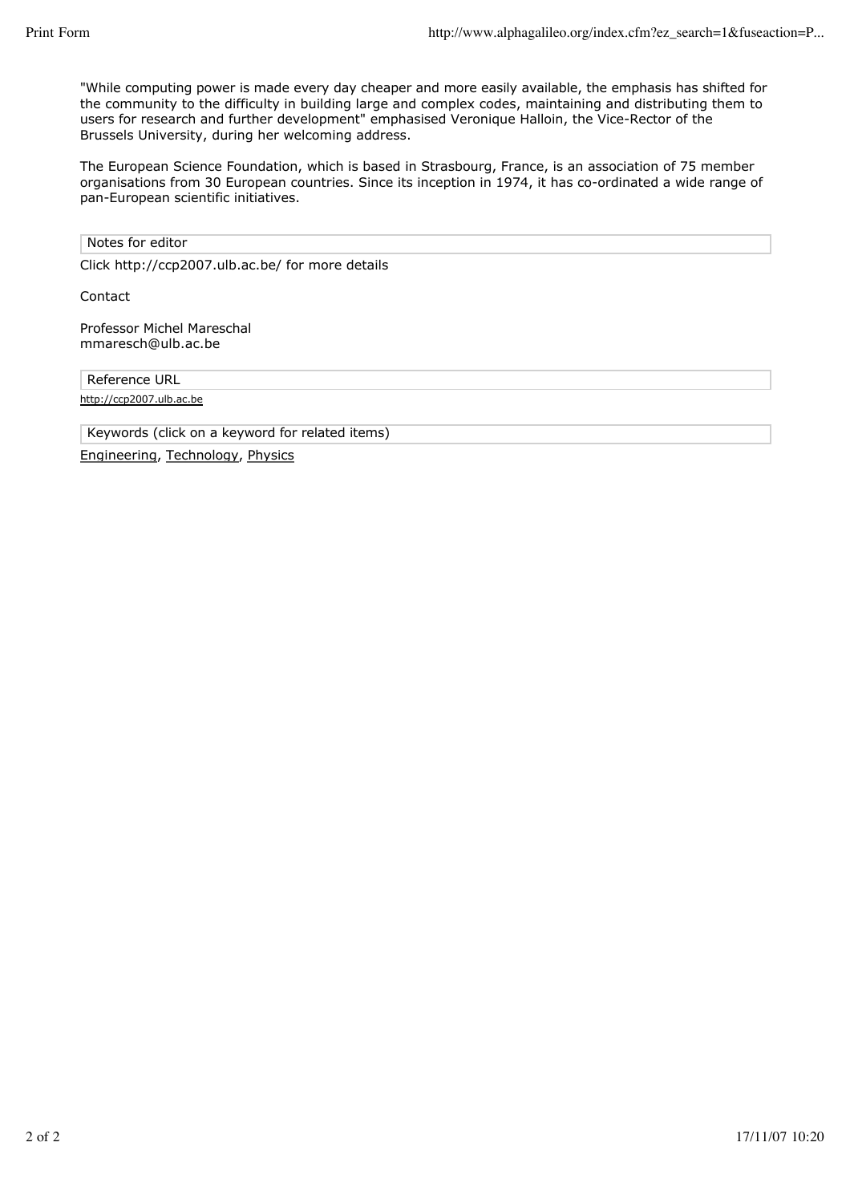"While computing power is made every day cheaper and more easily available, the emphasis has shifted for the community to the difficulty in building large and complex codes, maintaining and distributing them to users for research and further development" emphasised Veronique Halloin, the Vice-Rector of the Brussels University, during her welcoming address.

The European Science Foundation, which is based in Strasbourg, France, is an association of 75 member organisations from 30 European countries. Since its inception in 1974, it has co-ordinated a wide range of pan-European scientific initiatives.

### Notes for editor

Click http://ccp2007.ulb.ac.be/ for more details

Contact

Professor Michel Mareschal
mmaresch@ulb.ac.be

### Reference URL

http://ccp2007.ulb.ac.be

### Keywords (click on a keyword for related items)

Engineering, Technology, Physics